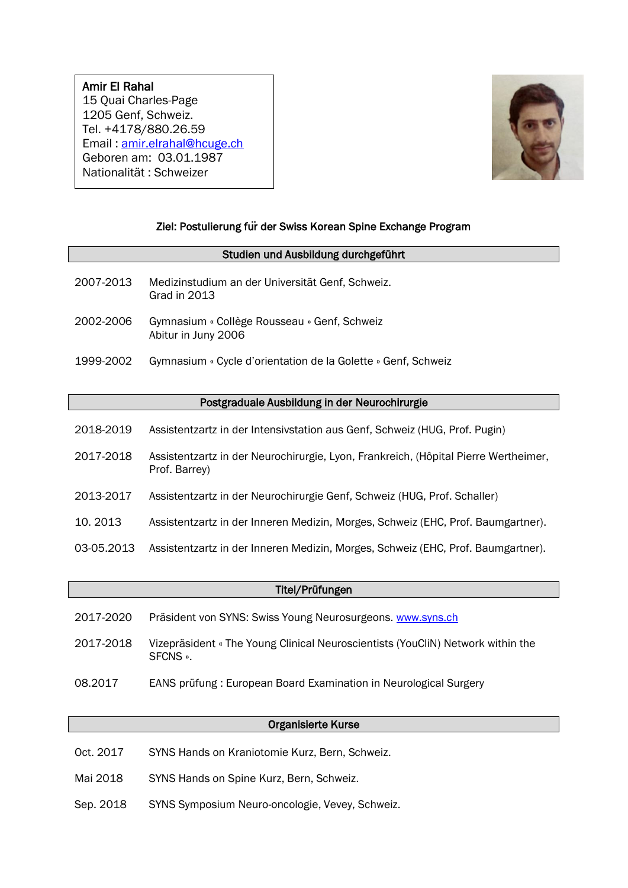**Amir El Rahal**
15 Quai Charles-Page
1205 Genf, Schweiz.
Tel. +4178/880.26.59
Email : amir.elrahal@hcuge.ch
Geboren am: 03.01.1987
Nationalität : Schweizer

**Ziel: Postulierung für der Swiss Korean Spine Exchange Program**

## Studien und Ausbildung durchgeführt

| | |
|---|---|
| 2007-2013 | Medizinstudium an der Universität Genf, Schweiz.<br>Grad in 2013 |
| 2002-2006 | Gymnasium « Collège Rousseau » Genf, Schweiz<br>Abitur in Juny 2006 |
| 1999-2002 | Gymnasium « Cycle d'orientation de la Golette » Genf, Schweiz |

## Postgraduale Ausbildung in der Neurochirurgie

| | |
|---|---|
| 2018-2019 | Assistentzartz in der Intensivstation aus Genf, Schweiz (HUG, Prof. Pugin) |
| 2017-2018 | Assistentzartz in der Neurochirurgie, Lyon, Frankreich, (Hôpital Pierre Wertheimer, Prof. Barrey) |
| 2013-2017 | Assistentzartz in der Neurochirurgie Genf, Schweiz (HUG, Prof. Schaller) |
| 10. 2013 | Assistentzartz in der Inneren Medizin, Morges, Schweiz (EHC, Prof. Baumgartner). |
| 03-05.2013 | Assistentzartz in der Inneren Medizin, Morges, Schweiz (EHC, Prof. Baumgartner). |

## Titel/Prüfungen

| | |
|---|---|
| 2017-2020 | Präsident von SYNS: Swiss Young Neurosurgeons. www.syns.ch |
| 2017-2018 | Vizepräsident « The Young Clinical Neuroscientists (YouCliN) Network within the SFCNS ». |
| 08.2017 | EANS prüfung : European Board Examination in Neurological Surgery |

## Organisierte Kurse

| | |
|---|---|
| Oct. 2017 | SYNS Hands on Kraniotomie Kurz, Bern, Schweiz. |
| Mai 2018 | SYNS Hands on Spine Kurz, Bern, Schweiz. |
| Sep. 2018 | SYNS Symposium Neuro-oncologie, Vevey, Schweiz. |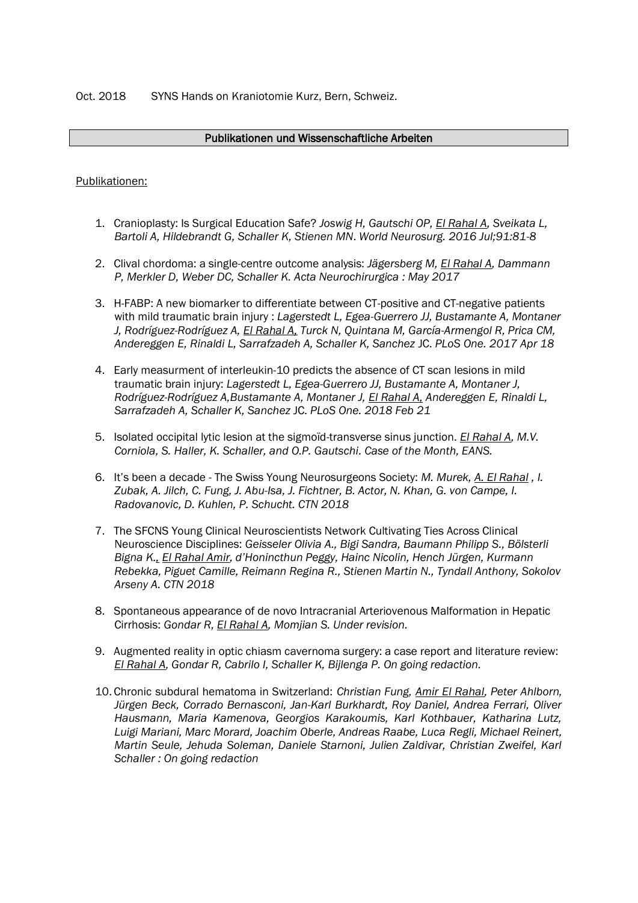Oct. 2018 SYNS Hands on Kraniotomie Kurz, Bern, Schweiz.

## Publikationen und Wissenschaftliche Arbeiten

Publikationen:

1. Cranioplasty: Is Surgical Education Safe? *Joswig H, Gautschi OP, El Rahal A, Sveikata L, Bartoli A, Hildebrandt G, Schaller K, Stienen MN. World Neurosurg. 2016 Jul;91:81-8*

2. Clival chordoma: a single-centre outcome analysis: *Jägersberg M, El Rahal A, Dammann P, Merkler D, Weber DC, Schaller K. Acta Neurochirurgica : May 2017*

3. H-FABP: A new biomarker to differentiate between CT-positive and CT-negative patients with mild traumatic brain injury : *Lagerstedt L, Egea-Guerrero JJ, Bustamante A, Montaner J, Rodríguez-Rodríguez A, El Rahal A, Turck N, Quintana M, García-Armengol R, Prica CM, Andereggen E, Rinaldi L, Sarrafzadeh A, Schaller K, Sanchez* JC. *PLoS One. 2017 Apr 18*

4. Early measurment of interleukin-10 predicts the absence of CT scan lesions in mild traumatic brain injury: *Lagerstedt L, Egea-Guerrero JJ, Bustamante A, Montaner J, Rodríguez-Rodríguez A,Bustamante A, Montaner J, El Rahal A, Andereggen E, Rinaldi L, Sarrafzadeh A, Schaller K, Sanchez* JC. *PLoS One. 2018 Feb 21*

5. Isolated occipital lytic lesion at the sigmoïd-transverse sinus junction. *El Rahal A, M.V. Corniola, S. Haller, K. Schaller, and O.P. Gautschi. Case of the Month, EANS.*

6. It's been a decade - The Swiss Young Neurosurgeons Society: *M. Murek, A. El Rahal , I. Zubak, A. Jilch, C. Fung, J. Abu-Isa, J. Fichtner, B. Actor, N. Khan, G. von Campe, I. Radovanovic, D. Kuhlen, P. Schucht. CTN 2018*

7. The SFCNS Young Clinical Neuroscientists Network Cultivating Ties Across Clinical Neuroscience Disciplines: *Geisseler Olivia A., Bigi Sandra, Baumann Philipp S., Bölsterli Bigna K., El Rahal Amir, d'Honincthun Peggy, Hainc Nicolin, Hench Jürgen, Kurmann Rebekka, Piguet Camille, Reimann Regina R., Stienen Martin N., Tyndall Anthony, Sokolov Arseny A. CTN 2018*

8. Spontaneous appearance of de novo Intracranial Arteriovenous Malformation in Hepatic Cirrhosis: *Gondar R, El Rahal A, Momjian S. Under revision.*

9. Augmented reality in optic chiasm cavernoma surgery: a case report and literature review: *El Rahal A, Gondar R, Cabrilo I, Schaller K, Bijlenga P. On going redaction.*

10. Chronic subdural hematoma in Switzerland: *Christian Fung, Amir El Rahal, Peter Ahlborn, Jürgen Beck, Corrado Bernasconi, Jan-Karl Burkhardt, Roy Daniel, Andrea Ferrari, Oliver Hausmann, Maria Kamenova, Georgios Karakoumis, Karl Kothbauer, Katharina Lutz, Luigi Mariani, Marc Morard, Joachim Oberle, Andreas Raabe, Luca Regli, Michael Reinert, Martin Seule, Jehuda Soleman, Daniele Starnoni, Julien Zaldivar, Christian Zweifel, Karl Schaller : On going redaction*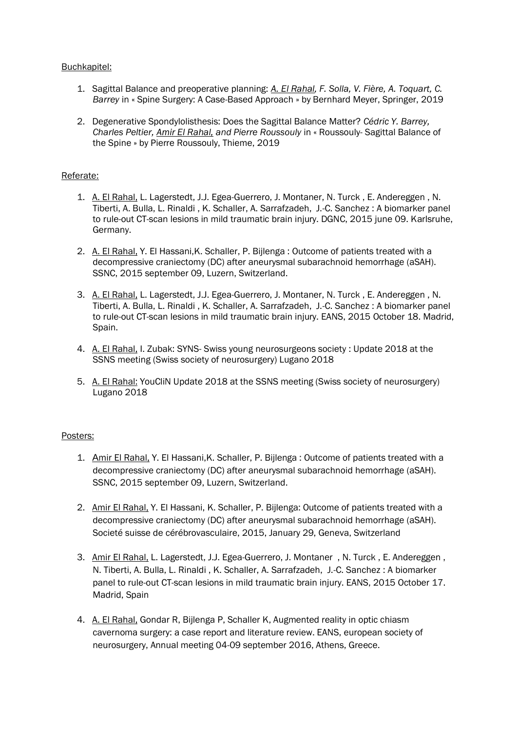Buchkapitel:

1. Sagittal Balance and preoperative planning: *A. El Rahal, F. Solla, V. Fière, A. Toquart, C. Barrey* in « Spine Surgery: A Case-Based Approach » by Bernhard Meyer, Springer, 2019

2. Degenerative Spondylolisthesis: Does the Sagittal Balance Matter? *Cédric Y. Barrey, Charles Peltier, Amir El Rahal, and Pierre Roussouly* in « Roussouly- Sagittal Balance of the Spine » by Pierre Roussouly, Thieme, 2019

Referate:

1. A. El Rahal, L. Lagerstedt, J.J. Egea-Guerrero, J. Montaner, N. Turck , E. Andereggen , N. Tiberti, A. Bulla, L. Rinaldi , K. Schaller, A. Sarrafzadeh, J.-C. Sanchez : A biomarker panel to rule-out CT-scan lesions in mild traumatic brain injury. DGNC, 2015 june 09. Karlsruhe, Germany.

2. A. El Rahal, Y. El Hassani,K. Schaller, P. Bijlenga : Outcome of patients treated with a decompressive craniectomy (DC) after aneurysmal subarachnoid hemorrhage (aSAH). SSNC, 2015 september 09, Luzern, Switzerland.

3. A. El Rahal, L. Lagerstedt, J.J. Egea-Guerrero, J. Montaner, N. Turck , E. Andereggen , N. Tiberti, A. Bulla, L. Rinaldi , K. Schaller, A. Sarrafzadeh, J.-C. Sanchez : A biomarker panel to rule-out CT-scan lesions in mild traumatic brain injury. EANS, 2015 October 18. Madrid, Spain.

4. A. El Rahal, I. Zubak: SYNS- Swiss young neurosurgeons society : Update 2018 at the SSNS meeting (Swiss society of neurosurgery) Lugano 2018

5. A. El Rahal: YouCliN Update 2018 at the SSNS meeting (Swiss society of neurosurgery) Lugano 2018

Posters:

1. Amir El Rahal, Y. El Hassani,K. Schaller, P. Bijlenga : Outcome of patients treated with a decompressive craniectomy (DC) after aneurysmal subarachnoid hemorrhage (aSAH). SSNC, 2015 september 09, Luzern, Switzerland.

2. Amir El Rahal, Y. El Hassani, K. Schaller, P. Bijlenga: Outcome of patients treated with a decompressive craniectomy (DC) after aneurysmal subarachnoid hemorrhage (aSAH). Societé suisse de cérébrovasculaire, 2015, January 29, Geneva, Switzerland

3. Amir El Rahal, L. Lagerstedt, J.J. Egea-Guerrero, J. Montaner , N. Turck , E. Andereggen , N. Tiberti, A. Bulla, L. Rinaldi , K. Schaller, A. Sarrafzadeh, J.-C. Sanchez : A biomarker panel to rule-out CT-scan lesions in mild traumatic brain injury. EANS, 2015 October 17. Madrid, Spain

4. A. El Rahal, Gondar R, Bijlenga P, Schaller K, Augmented reality in optic chiasm cavernoma surgery: a case report and literature review. EANS, european society of neurosurgery, Annual meeting 04-09 september 2016, Athens, Greece.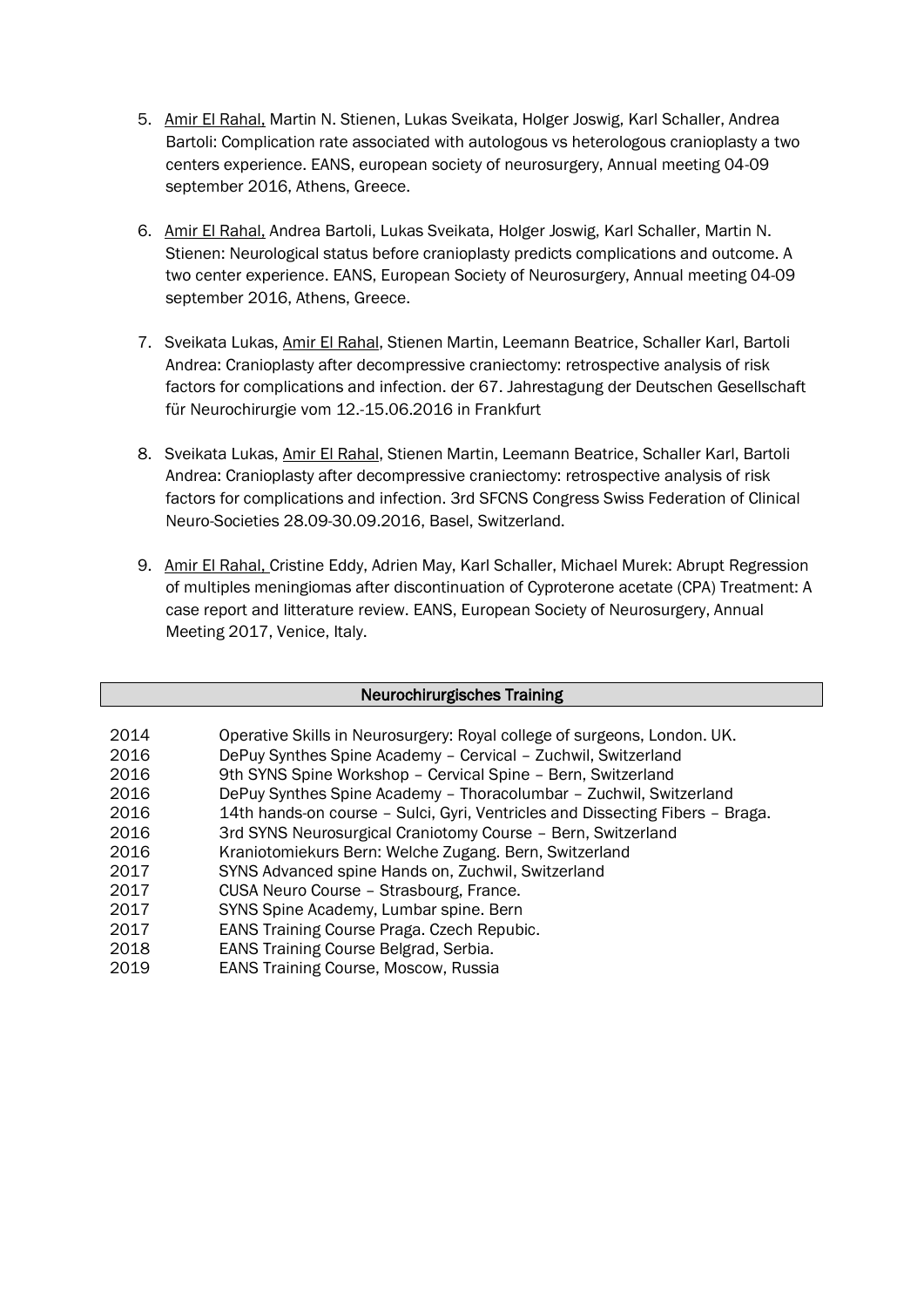5. <u>Amir El Rahal,</u> Martin N. Stienen, Lukas Sveikata, Holger Joswig, Karl Schaller, Andrea Bartoli: Complication rate associated with autologous vs heterologous cranioplasty a two centers experience. EANS, european society of neurosurgery, Annual meeting 04-09 september 2016, Athens, Greece.

6. <u>Amir El Rahal,</u> Andrea Bartoli, Lukas Sveikata, Holger Joswig, Karl Schaller, Martin N. Stienen: Neurological status before cranioplasty predicts complications and outcome. A two center experience. EANS, European Society of Neurosurgery, Annual meeting 04-09 september 2016, Athens, Greece.

7. Sveikata Lukas, <u>Amir El Rahal</u>, Stienen Martin, Leemann Beatrice, Schaller Karl, Bartoli Andrea: Cranioplasty after decompressive craniectomy: retrospective analysis of risk factors for complications and infection. der 67. Jahrestagung der Deutschen Gesellschaft für Neurochirurgie vom 12.-15.06.2016 in Frankfurt

8. Sveikata Lukas, <u>Amir El Rahal</u>, Stienen Martin, Leemann Beatrice, Schaller Karl, Bartoli Andrea: Cranioplasty after decompressive craniectomy: retrospective analysis of risk factors for complications and infection. 3rd SFCNS Congress Swiss Federation of Clinical Neuro-Societies 28.09-30.09.2016, Basel, Switzerland.

9. <u>Amir El Rahal,</u> Cristine Eddy, Adrien May, Karl Schaller, Michael Murek: Abrupt Regression of multiples meningiomas after discontinuation of Cyproterone acetate (CPA) Treatment: A case report and litterature review. EANS, European Society of Neurosurgery, Annual Meeting 2017, Venice, Italy.

## Neurochirurgisches Training

| | |
|---|---|
| 2014 | Operative Skills in Neurosurgery: Royal college of surgeons, London. UK. |
| 2016 | DePuy Synthes Spine Academy – Cervical – Zuchwil, Switzerland |
| 2016 | 9th SYNS Spine Workshop – Cervical Spine – Bern, Switzerland |
| 2016 | DePuy Synthes Spine Academy – Thoracolumbar – Zuchwil, Switzerland |
| 2016 | 14th hands-on course – Sulci, Gyri, Ventricles and Dissecting Fibers – Braga. |
| 2016 | 3rd SYNS Neurosurgical Craniotomy Course – Bern, Switzerland |
| 2016 | Kraniotomiekurs Bern: Welche Zugang. Bern, Switzerland |
| 2017 | SYNS Advanced spine Hands on, Zuchwil, Switzerland |
| 2017 | CUSA Neuro Course – Strasbourg, France. |
| 2017 | SYNS Spine Academy, Lumbar spine. Bern |
| 2017 | EANS Training Course Praga. Czech Repubic. |
| 2018 | EANS Training Course Belgrad, Serbia. |
| 2019 | EANS Training Course, Moscow, Russia |